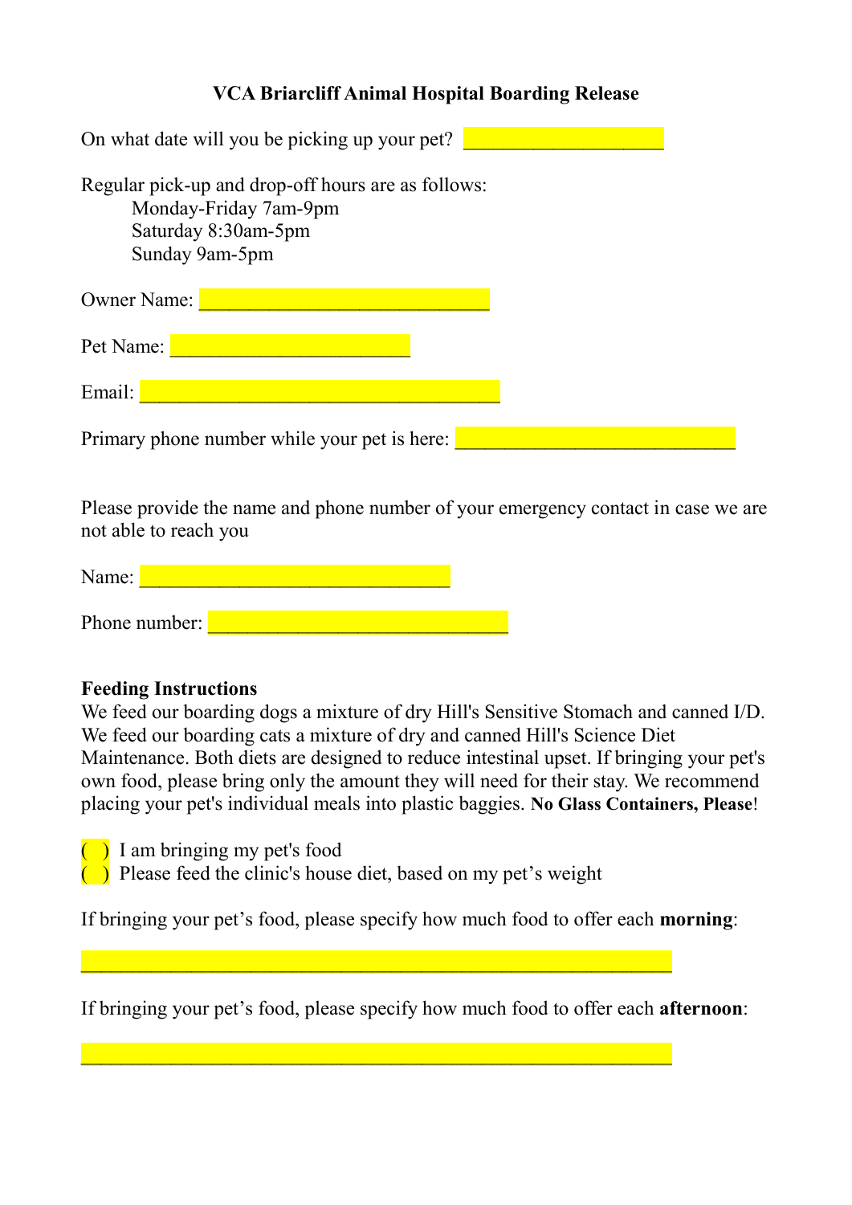**VCA Briarcliff Animal Hospital Boarding Release**

On what date will you be picking up your pet? ____________________

Regular pick-up and drop-off hours are as follows:
Monday-Friday 7am-9pm
Saturday 8:30am-5pm
Sunday 9am-5pm

Owner Name: _____________________________

Pet Name: ________________________

Email: ____________________________________

Primary phone number while your pet is here: ____________________________

Please provide the name and phone number of your emergency contact in case we are not able to reach you

Name: _______________________________

Phone number: ______________________________

**Feeding Instructions**
We feed our boarding dogs a mixture of dry Hill's Sensitive Stomach and canned I/D. We feed our boarding cats a mixture of dry and canned Hill's Science Diet Maintenance. Both diets are designed to reduce intestinal upset. If bringing your pet's own food, please bring only the amount they will need for their stay. We recommend placing your pet's individual meals into plastic baggies. **No Glass Containers, Please**!

( ) I am bringing my pet's food
( ) Please feed the clinic's house diet, based on my pet's weight

If bringing your pet's food, please specify how much food to offer each **morning**:

___________________________________________________________

If bringing your pet's food, please specify how much food to offer each **afternoon**:

___________________________________________________________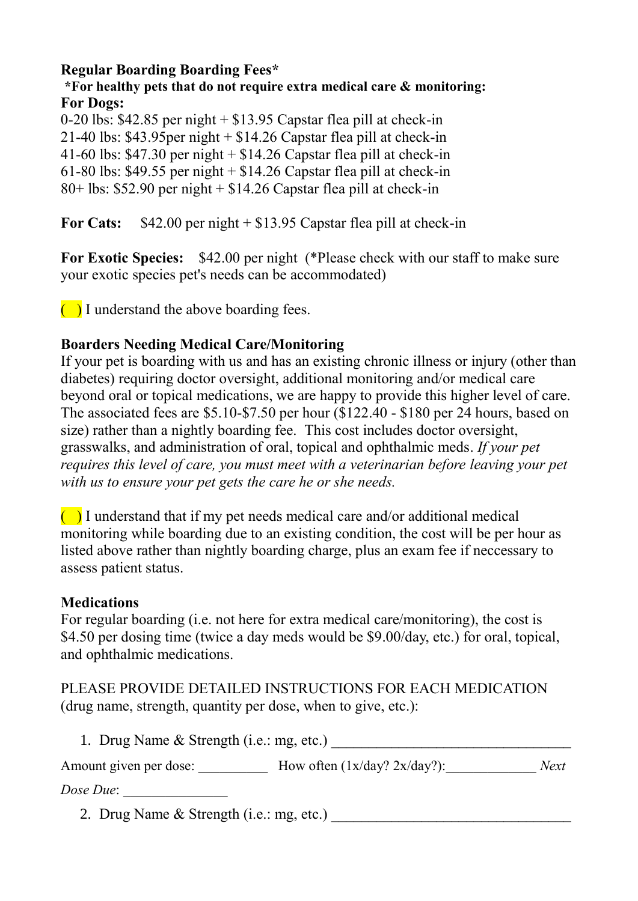**Regular Boarding Boarding Fees***

**\*For healthy pets that do not require extra medical care & monitoring:**

**For Dogs:**

0-20 lbs: $42.85 per night + $13.95 Capstar flea pill at check-in
21-40 lbs: $43.95per night + $14.26 Capstar flea pill at check-in
41-60 lbs: $47.30 per night + $14.26 Capstar flea pill at check-in
61-80 lbs: $49.55 per night + $14.26 Capstar flea pill at check-in
80+ lbs: $52.90 per night + $14.26 Capstar flea pill at check-in

**For Cats:** $42.00 per night + $13.95 Capstar flea pill at check-in

**For Exotic Species:** $42.00 per night (*Please check with our staff to make sure your exotic species pet's needs can be accommodated)

( ) I understand the above boarding fees.

**Boarders Needing Medical Care/Monitoring**

If your pet is boarding with us and has an existing chronic illness or injury (other than diabetes) requiring doctor oversight, additional monitoring and/or medical care beyond oral or topical medications, we are happy to provide this higher level of care. The associated fees are $5.10-$7.50 per hour ($122.40 - $180 per 24 hours, based on size) rather than a nightly boarding fee. This cost includes doctor oversight, grasswalks, and administration of oral, topical and ophthalmic meds. *If your pet requires this level of care, you must meet with a veterinarian before leaving your pet with us to ensure your pet gets the care he or she needs.*

( ) I understand that if my pet needs medical care and/or additional medical monitoring while boarding due to an existing condition, the cost will be per hour as listed above rather than nightly boarding charge, plus an exam fee if neccessary to assess patient status.

**Medications**

For regular boarding (i.e. not here for extra medical care/monitoring), the cost is $4.50 per dosing time (twice a day meds would be $9.00/day, etc.) for oral, topical, and ophthalmic medications.

PLEASE PROVIDE DETAILED INSTRUCTIONS FOR EACH MEDICATION (drug name, strength, quantity per dose, when to give, etc.):

1. Drug Name & Strength (i.e.: mg, etc.) ________________________________

Amount given per dose: __________ How often (1x/day? 2x/day?):____________ *Next Dose Due*: _______________

2. Drug Name & Strength (i.e.: mg, etc.) ________________________________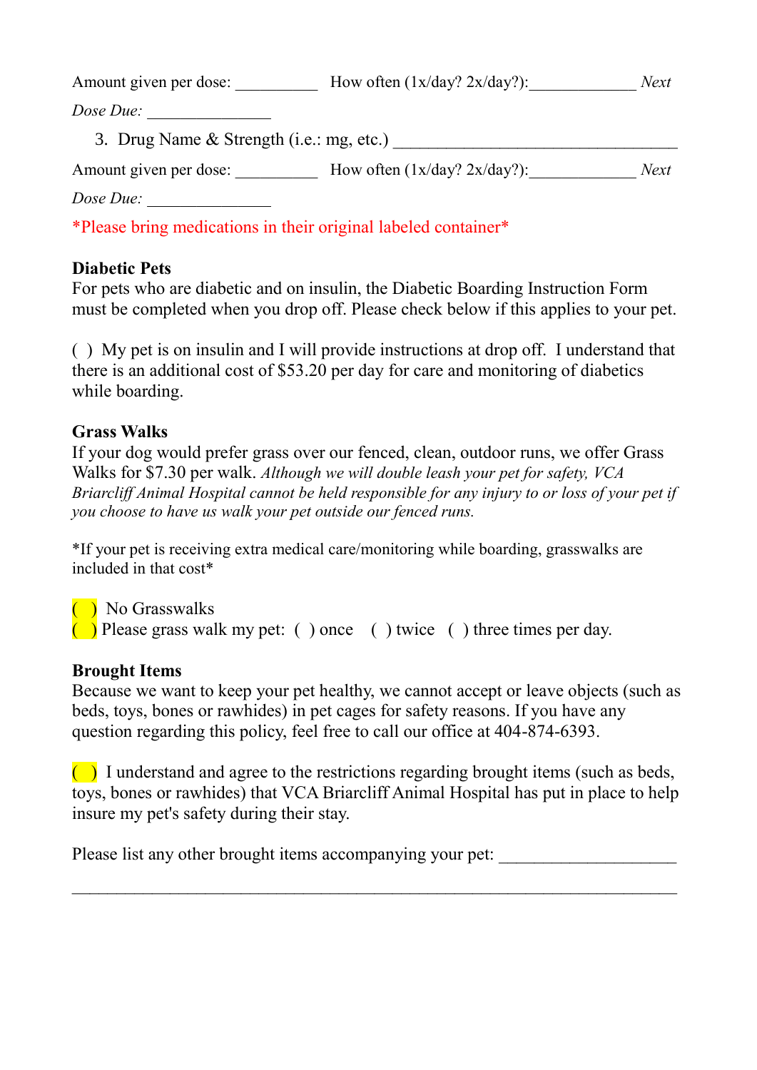Amount given per dose: __________ How often (1x/day? 2x/day?):_____________ *Next Dose Due:* _______________

3. Drug Name & Strength (i.e.: mg, etc.) ____________________________________

Amount given per dose: __________ How often (1x/day? 2x/day?):_____________ *Next Dose Due:* _______________

*Please bring medications in their original labeled container*

**Diabetic Pets**

For pets who are diabetic and on insulin, the Diabetic Boarding Instruction Form must be completed when you drop off. Please check below if this applies to your pet.

( ) My pet is on insulin and I will provide instructions at drop off. I understand that there is an additional cost of $53.20 per day for care and monitoring of diabetics while boarding.

**Grass Walks**

If your dog would prefer grass over our fenced, clean, outdoor runs, we offer Grass Walks for $7.30 per walk. *Although we will double leash your pet for safety, VCA Briarcliff Animal Hospital cannot be held responsible for any injury to or loss of your pet if you choose to have us walk your pet outside our fenced runs.*

*If your pet is receiving extra medical care/monitoring while boarding, grasswalks are included in that cost*

( ) No Grasswalks
( ) Please grass walk my pet: ( ) once ( ) twice ( ) three times per day.

**Brought Items**

Because we want to keep your pet healthy, we cannot accept or leave objects (such as beds, toys, bones or rawhides) in pet cages for safety reasons. If you have any question regarding this policy, feel free to call our office at 404-874-6393.

( ) I understand and agree to the restrictions regarding brought items (such as beds, toys, bones or rawhides) that VCA Briarcliff Animal Hospital has put in place to help insure my pet's safety during their stay.

Please list any other brought items accompanying your pet: ____________________

_________________________________________________________________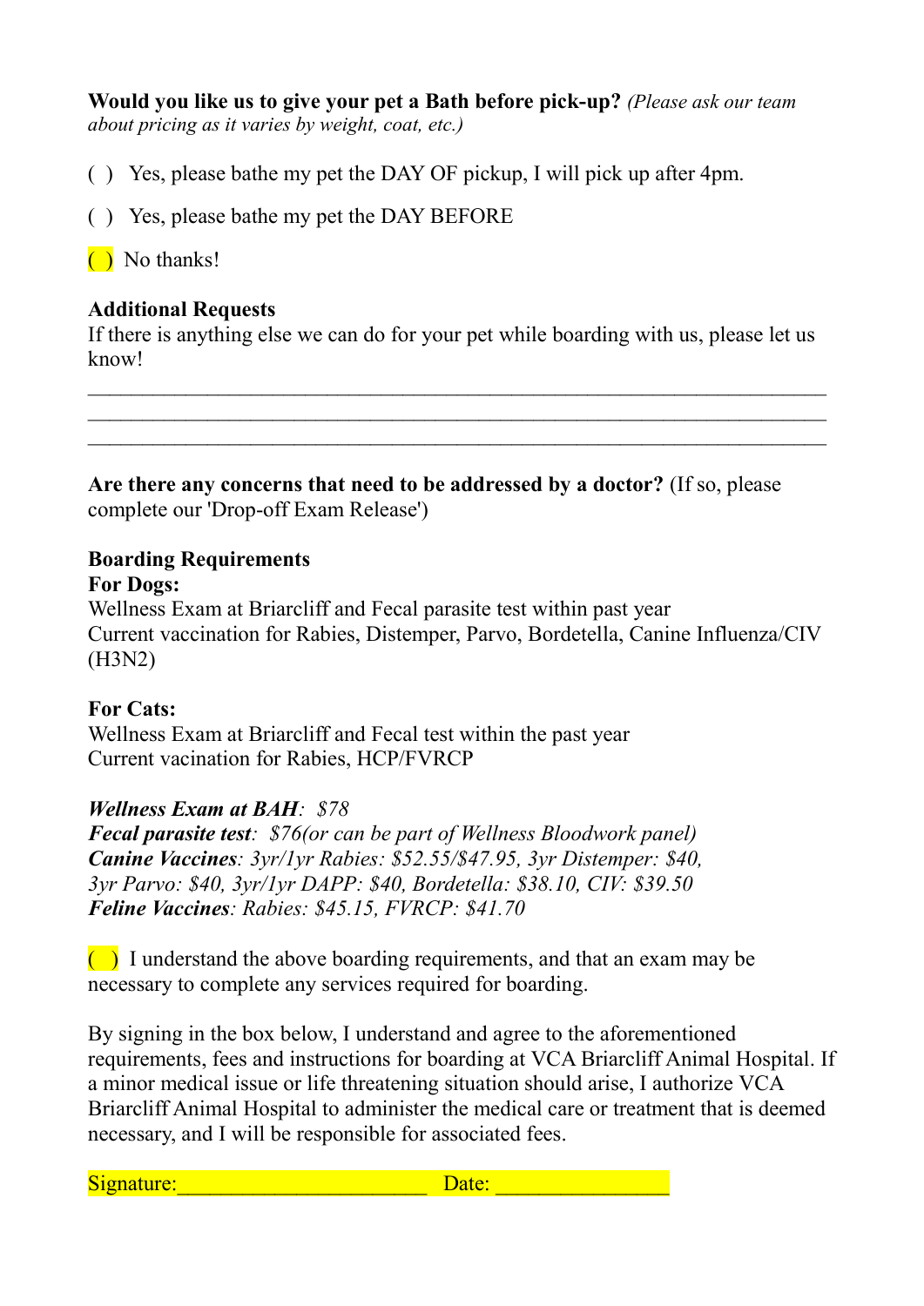**Would you like us to give your pet a Bath before pick-up?** *(Please ask our team about pricing as it varies by weight, coat, etc.)*

( ) Yes, please bathe my pet the DAY OF pickup, I will pick up after 4pm.

( ) Yes, please bathe my pet the DAY BEFORE

( ) No thanks!

**Additional Requests**
If there is anything else we can do for your pet while boarding with us, please let us know!

_______________________________________________________________________
_______________________________________________________________________
_______________________________________________________________________

**Are there any concerns that need to be addressed by a doctor?** (If so, please complete our 'Drop-off Exam Release')

**Boarding Requirements**
**For Dogs:**
Wellness Exam at Briarcliff and Fecal parasite test within past year
Current vaccination for Rabies, Distemper, Parvo, Bordetella, Canine Influenza/CIV (H3N2)

**For Cats:**
Wellness Exam at Briarcliff and Fecal test within the past year
Current vacination for Rabies, HCP/FVRCP

***Wellness Exam at BAH****: $78*
***Fecal parasite test****: $76(or can be part of Wellness Bloodwork panel)*
***Canine Vaccines****: 3yr/1yr Rabies: $52.55/$47.95, 3yr Distemper: $40, 3yr Parvo: $40, 3yr/1yr DAPP: $40, Bordetella: $38.10, CIV: $39.50*
***Feline Vaccines****: Rabies: $45.15, FVRCP: $41.70*

( ) I understand the above boarding requirements, and that an exam may be necessary to complete any services required for boarding.

By signing in the box below, I understand and agree to the aforementioned requirements, fees and instructions for boarding at VCA Briarcliff Animal Hospital. If a minor medical issue or life threatening situation should arise, I authorize VCA Briarcliff Animal Hospital to administer the medical care or treatment that is deemed necessary, and I will be responsible for associated fees.

Signature:______________________ Date: ________________